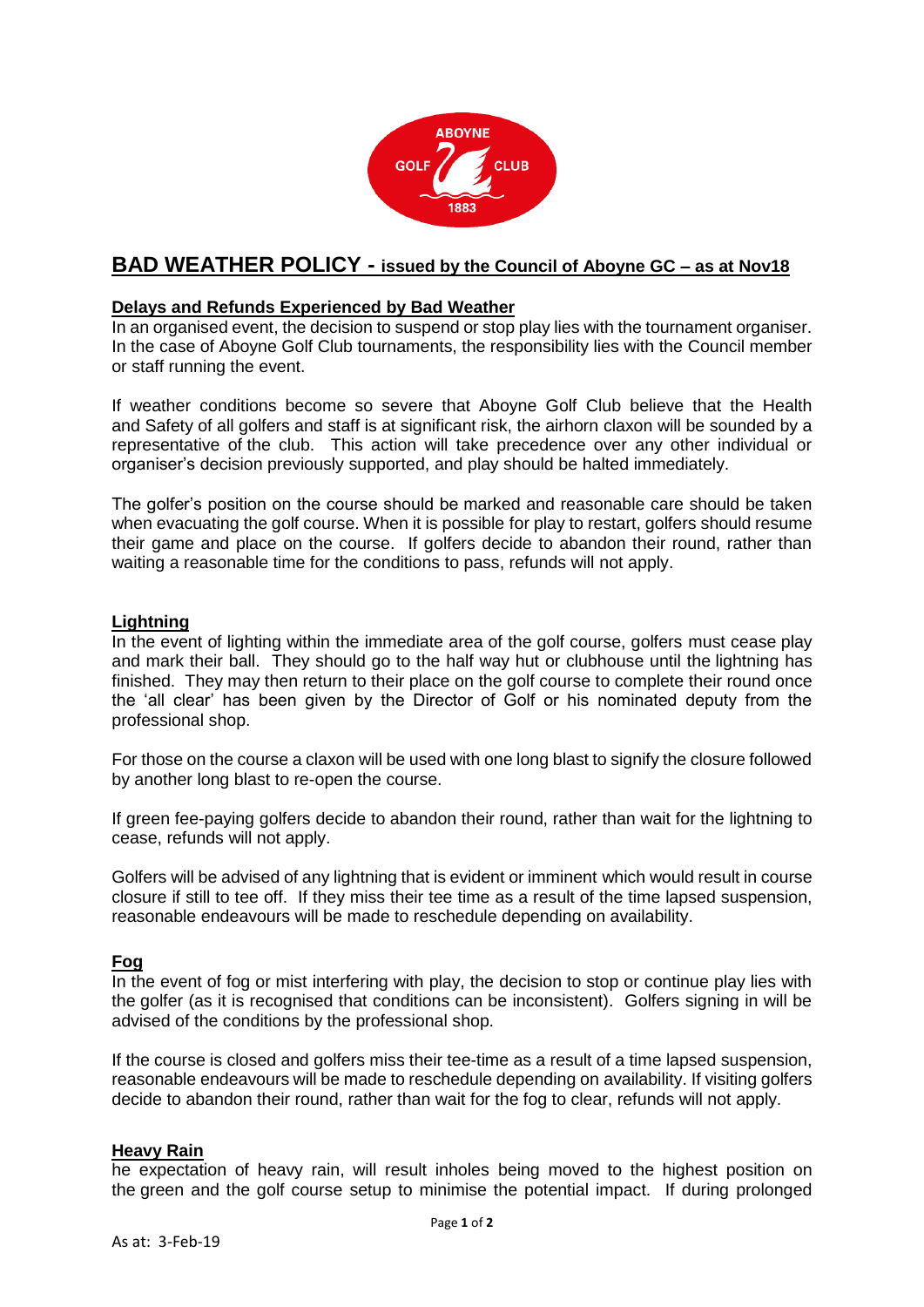## BAD WEATHER POLICY - issued by the Council of Aboyne GC – as at Nov18

### Delays and Refunds Experienced by Bad Weather

In an organised event, the decision to suspend or stop play lies with the tournament organiser. In the case of Aboyne Golf Club tournaments, the responsibility lies with the Council member or staff running the event.

If weather conditions become so severe that Aboyne Golf Club believe that the Health and Safety of all golfers and staff is at significant risk, the airhorn claxon will be sounded by a representative of the club. This action will take precedence over any other individual or organiser's decision previously supported, and play should be halted immediately.

The golfer's position on the course should be marked and reasonable care should be taken when evacuating the golf course. When it is possible for play to restart, golfers should resume their game and place on the course. If golfers decide to abandon their round, rather than waiting a reasonable time for the conditions to pass, refunds will not apply.

### Lightning

In the event of lighting within the immediate area of the golf course, golfers must cease play and mark their ball. They should go to the half way hut or clubhouse until the lightning has finished. They may then return to their place on the golf course to complete their round once the 'all clear' has been given by the Director of Golf or his nominated deputy from the professional shop.

For those on the course a claxon will be used with one long blast to signify the closure followed by another long blast to re-open the course.

If green fee-paying golfers decide to abandon their round, rather than wait for the lightning to cease, refunds will not apply.

Golfers will be advised of any lightning that is evident or imminent which would result in course closure if still to tee off. If they miss their tee time as a result of the time lapsed suspension, reasonable endeavours will be made to reschedule depending on availability.

### Fog

In the event of fog or mist interfering with play, the decision to stop or continue play lies with the golfer (as it is recognised that conditions can be inconsistent). Golfers signing in will be advised of the conditions by the professional shop.

If the course is closed and golfers miss their tee-time as a result of a time lapsed suspension, reasonable endeavours will be made to reschedule depending on availability. If visiting golfers decide to abandon their round, rather than wait for the fog to clear, refunds will not apply.

### Heavy Rain

he expectation of heavy rain, will result inholes being moved to the highest position on the green and the golf course setup to minimise the potential impact. If during prolonged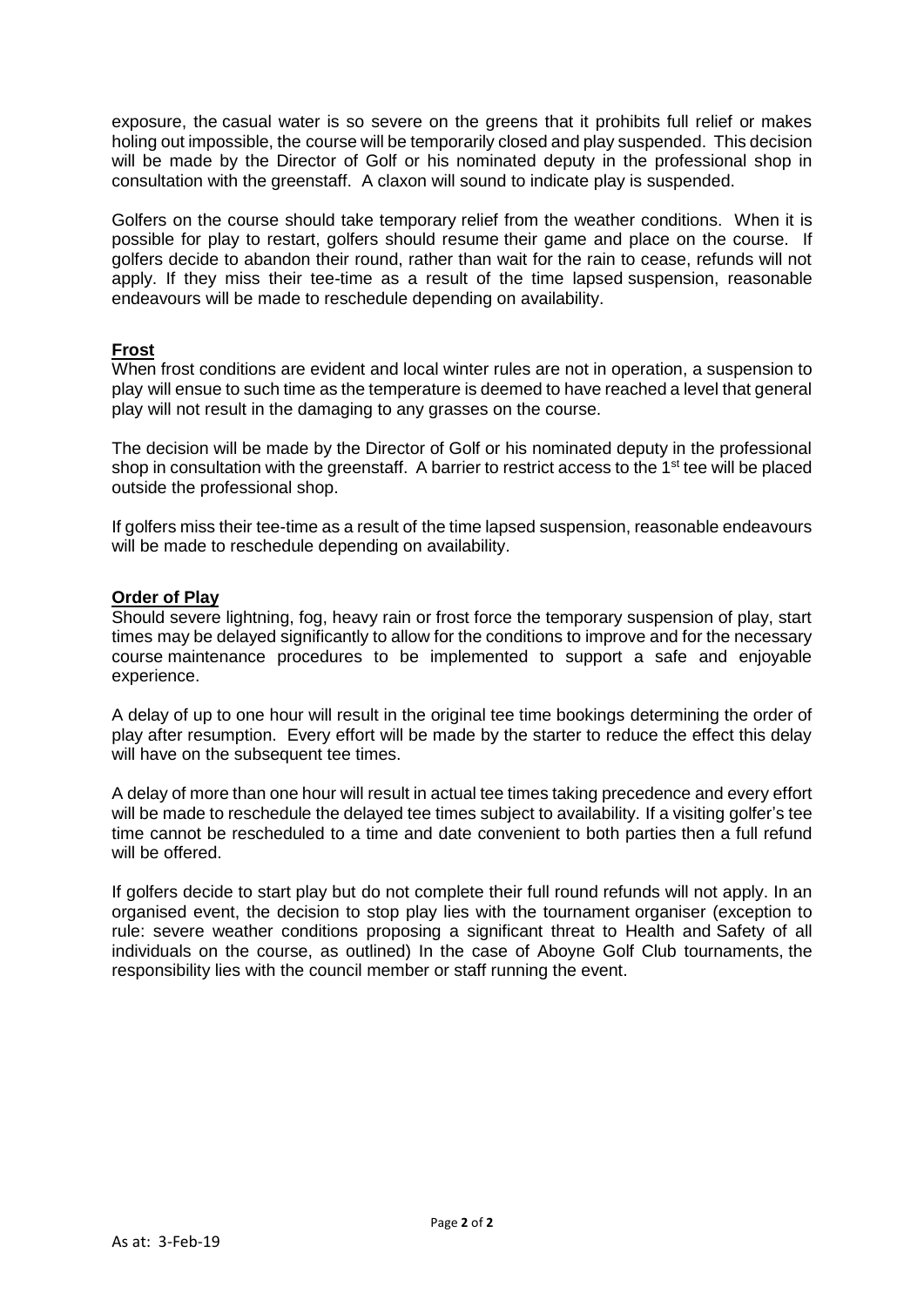exposure, the casual water is so severe on the greens that it prohibits full relief or makes holing out impossible, the course will be temporarily closed and play suspended. This decision will be made by the Director of Golf or his nominated deputy in the professional shop in consultation with the greenstaff. A claxon will sound to indicate play is suspended.

Golfers on the course should take temporary relief from the weather conditions. When it is possible for play to restart, golfers should resume their game and place on the course. If golfers decide to abandon their round, rather than wait for the rain to cease, refunds will not apply. If they miss their tee-time as a result of the time lapsed suspension, reasonable endeavours will be made to reschedule depending on availability.

**Frost**

When frost conditions are evident and local winter rules are not in operation, a suspension to play will ensue to such time as the temperature is deemed to have reached a level that general play will not result in the damaging to any grasses on the course.

The decision will be made by the Director of Golf or his nominated deputy in the professional shop in consultation with the greenstaff. A barrier to restrict access to the 1st tee will be placed outside the professional shop.

If golfers miss their tee-time as a result of the time lapsed suspension, reasonable endeavours will be made to reschedule depending on availability.

**Order of Play**

Should severe lightning, fog, heavy rain or frost force the temporary suspension of play, start times may be delayed significantly to allow for the conditions to improve and for the necessary course maintenance procedures to be implemented to support a safe and enjoyable experience.

A delay of up to one hour will result in the original tee time bookings determining the order of play after resumption. Every effort will be made by the starter to reduce the effect this delay will have on the subsequent tee times.

A delay of more than one hour will result in actual tee times taking precedence and every effort will be made to reschedule the delayed tee times subject to availability. If a visiting golfer's tee time cannot be rescheduled to a time and date convenient to both parties then a full refund will be offered.

If golfers decide to start play but do not complete their full round refunds will not apply. In an organised event, the decision to stop play lies with the tournament organiser (exception to rule: severe weather conditions proposing a significant threat to Health and Safety of all individuals on the course, as outlined) In the case of Aboyne Golf Club tournaments, the responsibility lies with the council member or staff running the event.